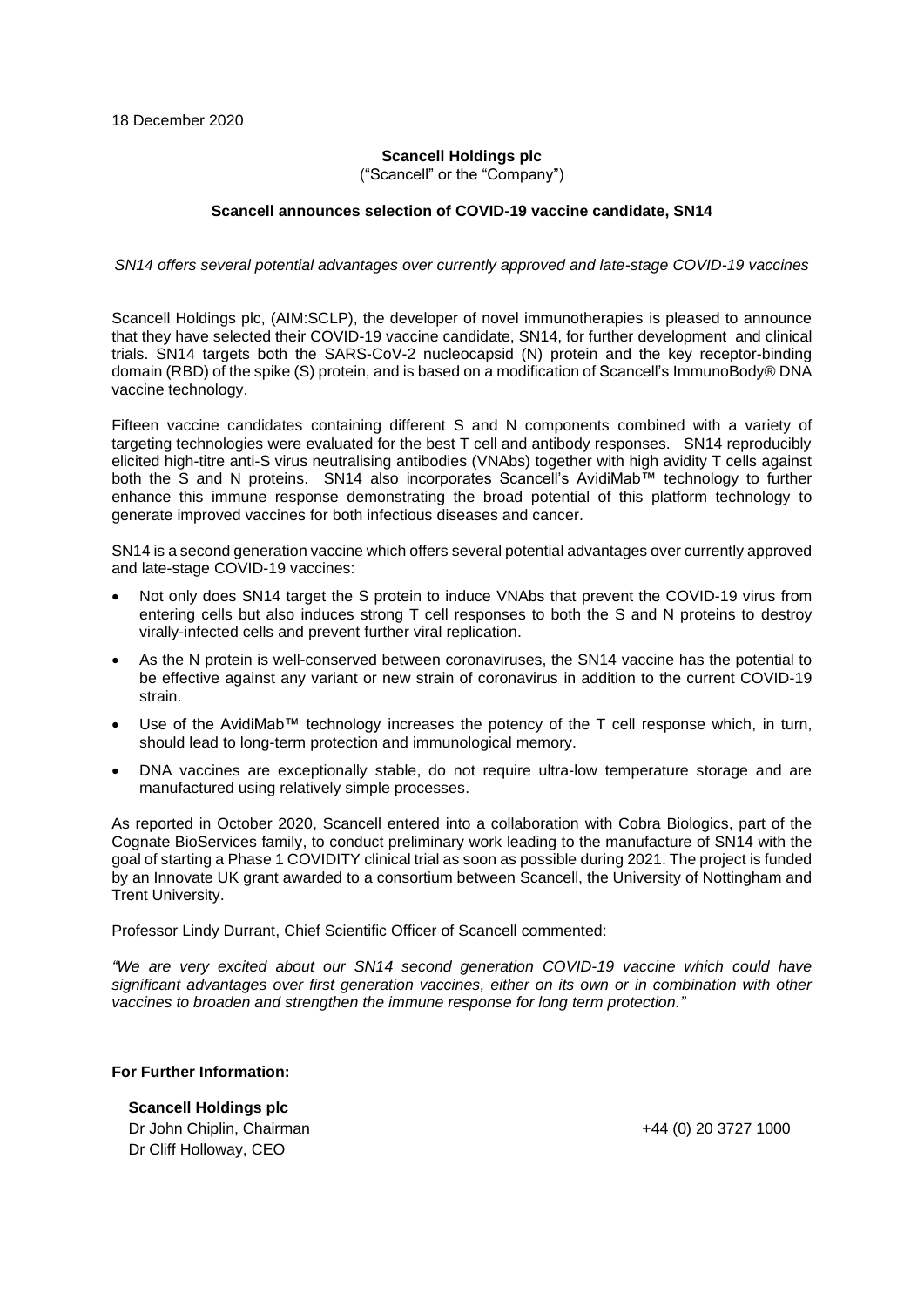18 December 2020

**Scancell Holdings plc**
("Scancell" or the "Company")

**Scancell announces selection of COVID-19 vaccine candidate, SN14**

*SN14 offers several potential advantages over currently approved and late-stage COVID-19 vaccines*

Scancell Holdings plc, (AIM:SCLP), the developer of novel immunotherapies is pleased to announce that they have selected their COVID-19 vaccine candidate, SN14, for further development and clinical trials. SN14 targets both the SARS-CoV-2 nucleocapsid (N) protein and the key receptor-binding domain (RBD) of the spike (S) protein, and is based on a modification of Scancell's ImmunoBody® DNA vaccine technology.

Fifteen vaccine candidates containing different S and N components combined with a variety of targeting technologies were evaluated for the best T cell and antibody responses. SN14 reproducibly elicited high-titre anti-S virus neutralising antibodies (VNAbs) together with high avidity T cells against both the S and N proteins. SN14 also incorporates Scancell's AvidiMab™ technology to further enhance this immune response demonstrating the broad potential of this platform technology to generate improved vaccines for both infectious diseases and cancer.

SN14 is a second generation vaccine which offers several potential advantages over currently approved and late-stage COVID-19 vaccines:

- Not only does SN14 target the S protein to induce VNAbs that prevent the COVID-19 virus from entering cells but also induces strong T cell responses to both the S and N proteins to destroy virally-infected cells and prevent further viral replication.
- As the N protein is well-conserved between coronaviruses, the SN14 vaccine has the potential to be effective against any variant or new strain of coronavirus in addition to the current COVID-19 strain.
- Use of the AvidiMab™ technology increases the potency of the T cell response which, in turn, should lead to long-term protection and immunological memory.
- DNA vaccines are exceptionally stable, do not require ultra-low temperature storage and are manufactured using relatively simple processes.

As reported in October 2020, Scancell entered into a collaboration with Cobra Biologics, part of the Cognate BioServices family, to conduct preliminary work leading to the manufacture of SN14 with the goal of starting a Phase 1 COVIDITY clinical trial as soon as possible during 2021. The project is funded by an Innovate UK grant awarded to a consortium between Scancell, the University of Nottingham and Trent University.

Professor Lindy Durrant, Chief Scientific Officer of Scancell commented:

*"We are very excited about our SN14 second generation COVID-19 vaccine which could have significant advantages over first generation vaccines, either on its own or in combination with other vaccines to broaden and strengthen the immune response for long term protection."*

**For Further Information:**

**Scancell Holdings plc**
Dr John Chiplin, Chairman — +44 (0) 20 3727 1000
Dr Cliff Holloway, CEO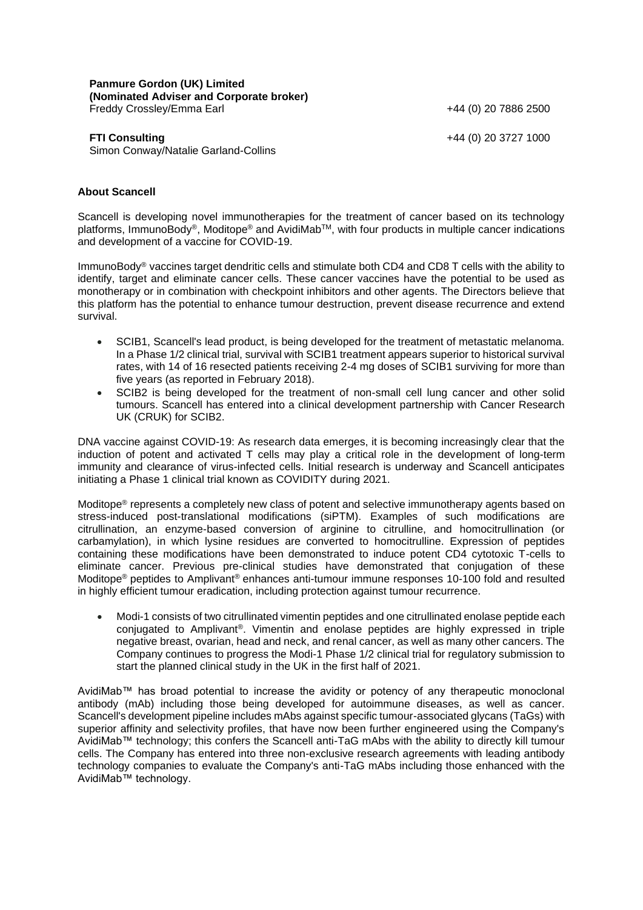**Panmure Gordon (UK) Limited**
**(Nominated Adviser and Corporate broker)**
Freddy Crossley/Emma Earl +44 (0) 20 7886 2500

**FTI Consulting** +44 (0) 20 3727 1000
Simon Conway/Natalie Garland-Collins

**About Scancell**

Scancell is developing novel immunotherapies for the treatment of cancer based on its technology platforms, ImmunoBody®, Moditope® and AvidiMab™, with four products in multiple cancer indications and development of a vaccine for COVID-19.

ImmunoBody® vaccines target dendritic cells and stimulate both CD4 and CD8 T cells with the ability to identify, target and eliminate cancer cells. These cancer vaccines have the potential to be used as monotherapy or in combination with checkpoint inhibitors and other agents. The Directors believe that this platform has the potential to enhance tumour destruction, prevent disease recurrence and extend survival.

- SCIB1, Scancell's lead product, is being developed for the treatment of metastatic melanoma. In a Phase 1/2 clinical trial, survival with SCIB1 treatment appears superior to historical survival rates, with 14 of 16 resected patients receiving 2-4 mg doses of SCIB1 surviving for more than five years (as reported in February 2018).
- SCIB2 is being developed for the treatment of non-small cell lung cancer and other solid tumours. Scancell has entered into a clinical development partnership with Cancer Research UK (CRUK) for SCIB2.

DNA vaccine against COVID-19: As research data emerges, it is becoming increasingly clear that the induction of potent and activated T cells may play a critical role in the development of long-term immunity and clearance of virus-infected cells. Initial research is underway and Scancell anticipates initiating a Phase 1 clinical trial known as COVIDITY during 2021.

Moditope® represents a completely new class of potent and selective immunotherapy agents based on stress-induced post-translational modifications (siPTM). Examples of such modifications are citrullination, an enzyme-based conversion of arginine to citrulline, and homocitrullination (or carbamylation), in which lysine residues are converted to homocitrulline. Expression of peptides containing these modifications have been demonstrated to induce potent CD4 cytotoxic T-cells to eliminate cancer. Previous pre-clinical studies have demonstrated that conjugation of these Moditope® peptides to Amplivant® enhances anti-tumour immune responses 10-100 fold and resulted in highly efficient tumour eradication, including protection against tumour recurrence.

- Modi-1 consists of two citrullinated vimentin peptides and one citrullinated enolase peptide each conjugated to Amplivant®. Vimentin and enolase peptides are highly expressed in triple negative breast, ovarian, head and neck, and renal cancer, as well as many other cancers. The Company continues to progress the Modi-1 Phase 1/2 clinical trial for regulatory submission to start the planned clinical study in the UK in the first half of 2021.

AvidiMab™ has broad potential to increase the avidity or potency of any therapeutic monoclonal antibody (mAb) including those being developed for autoimmune diseases, as well as cancer. Scancell's development pipeline includes mAbs against specific tumour-associated glycans (TaGs) with superior affinity and selectivity profiles, that have now been further engineered using the Company's AvidiMab™ technology; this confers the Scancell anti-TaG mAbs with the ability to directly kill tumour cells. The Company has entered into three non-exclusive research agreements with leading antibody technology companies to evaluate the Company's anti-TaG mAbs including those enhanced with the AvidiMab™ technology.